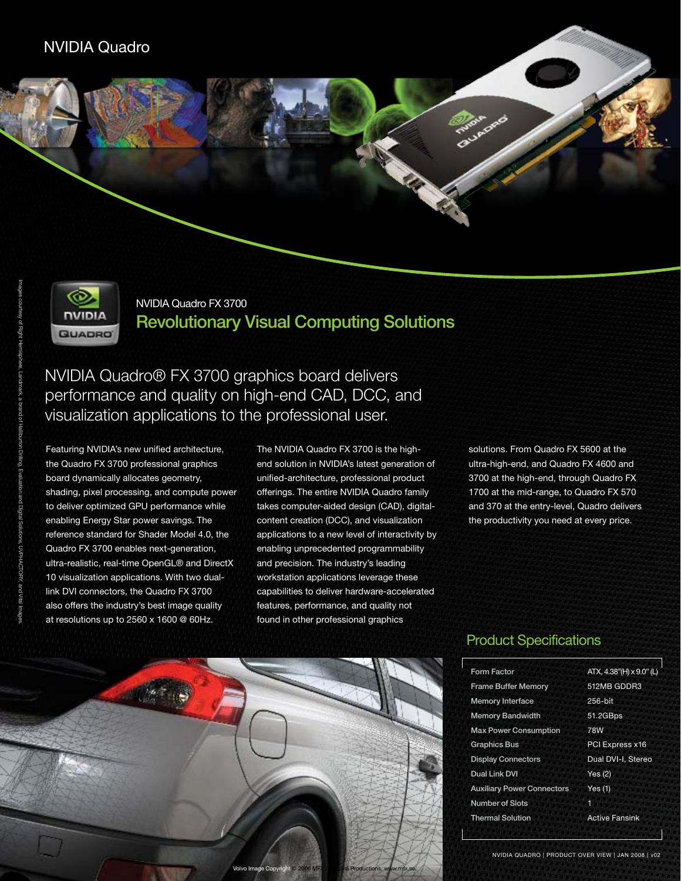# NVIDIA Quadro

NVIDIA Quadro FX 3700

## Revolutionary Visual Computing Solutions

NVIDIA Quadro® FX 3700 graphics board delivers performance and quality on high-end CAD, DCC, and visualization applications to the professional user.

Featuring NVIDIA's new unified architecture, the Quadro FX 3700 professional graphics board dynamically allocates geometry, shading, pixel processing, and compute power to deliver optimized GPU performance while enabling Energy Star power savings. The reference standard for Shader Model 4.0, the Quadro FX 3700 enables next-generation, ultra-realistic, real-time OpenGL® and DirectX 10 visualization applications. With two dual-link DVI connectors, the Quadro FX 3700 also offers the industry's best image quality at resolutions up to 2560 x 1600 @ 60Hz.

The NVIDIA Quadro FX 3700 is the high-end solution in NVIDIA's latest generation of unified-architecture, professional product offerings. The entire NVIDIA Quadro family takes computer-aided design (CAD), digital-content creation (DCC), and visualization applications to a new level of interactivity by enabling unprecedented programmability and precision. The industry's leading workstation applications leverage these capabilities to deliver hardware-accelerated features, performance, and quality not found in other professional graphics solutions. From Quadro FX 5600 at the ultra-high-end, and Quadro FX 4600 and 3700 at the high-end, through Quadro FX 1700 at the mid-range, to Quadro FX 570 and 370 at the entry-level, Quadro delivers the productivity you need at every price.

## Product Specifications

| | |
|---|---|
| Form Factor | ATX, 4.38"(H) x 9.0" (L) |
| Frame Buffer Memory | 512MB GDDR3 |
| Memory Interface | 256-bit |
| Memory Bandwidth | 51.2GBps |
| Max Power Consumption | 78W |
| Graphics Bus | PCI Express x16 |
| Display Connectors | Dual DVI-I, Stereo |
| Dual Link DVI | Yes (2) |
| Auxiliary Power Connectors | Yes (1) |
| Number of Slots | 1 |
| Thermal Solution | Active Fansink |

Images courtesy of Right Hemisphere, Landmark, a brand of Halliburton Drilling, Evaluation and Digital Solutions, UVPHACTORY, and Vital Images.

Volvo Image Copyright © 2006 MFX Visual Productions, www.mfx.se.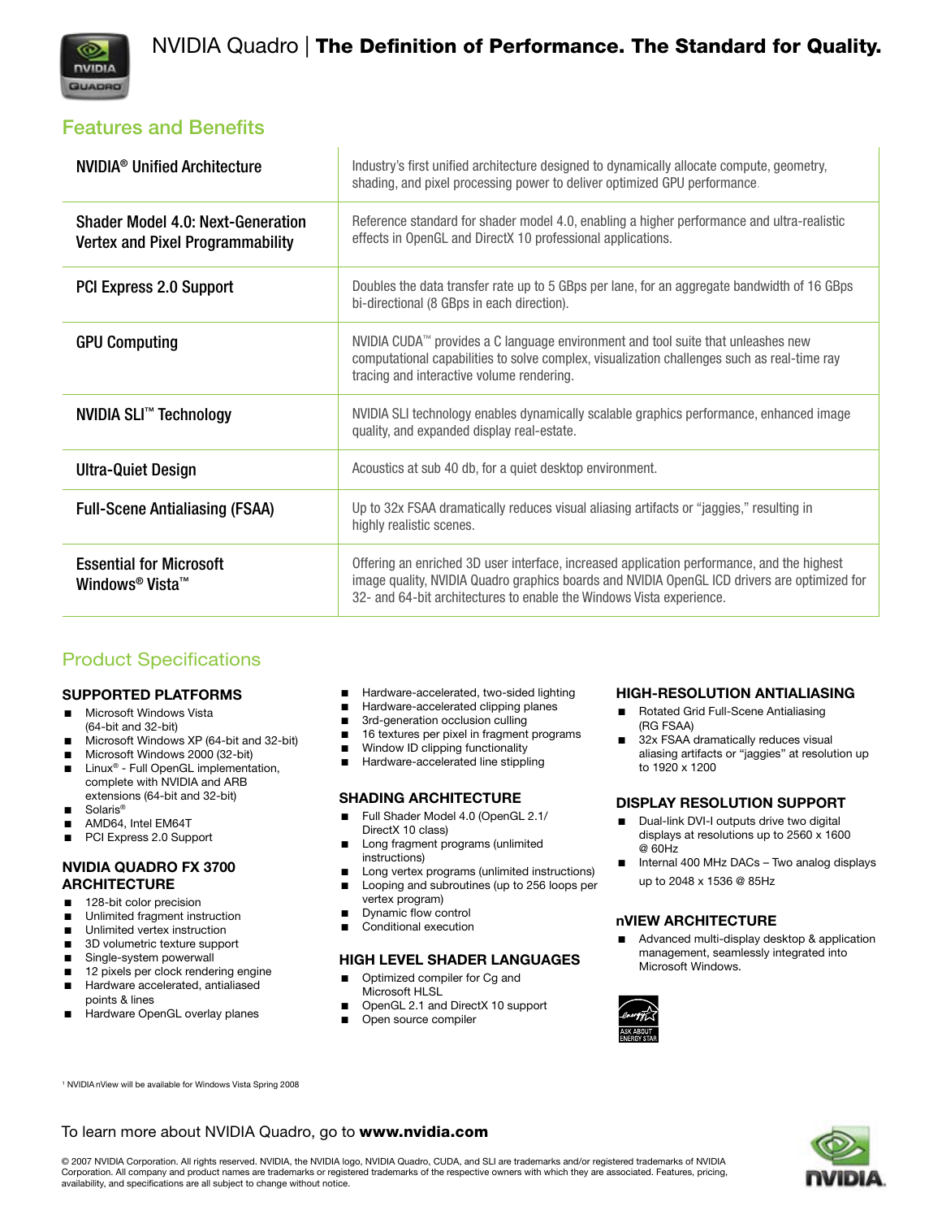NVIDIA Quadro | **The Definition of Performance. The Standard for Quality.**

## Features and Benefits

| | |
|---|---|
| NVIDIA® Unified Architecture | Industry's first unified architecture designed to dynamically allocate compute, geometry, shading, and pixel processing power to deliver optimized GPU performance. |
| Shader Model 4.0: Next-Generation Vertex and Pixel Programmability | Reference standard for shader model 4.0, enabling a higher performance and ultra-realistic effects in OpenGL and DirectX 10 professional applications. |
| PCI Express 2.0 Support | Doubles the data transfer rate up to 5 GBps per lane, for an aggregate bandwidth of 16 GBps bi-directional (8 GBps in each direction). |
| GPU Computing | NVIDIA CUDA™ provides a C language environment and tool suite that unleashes new computational capabilities to solve complex, visualization challenges such as real-time ray tracing and interactive volume rendering. |
| NVIDIA SLI™ Technology | NVIDIA SLI technology enables dynamically scalable graphics performance, enhanced image quality, and expanded display real-estate. |
| Ultra-Quiet Design | Acoustics at sub 40 db, for a quiet desktop environment. |
| Full-Scene Antialiasing (FSAA) | Up to 32x FSAA dramatically reduces visual aliasing artifacts or "jaggies," resulting in highly realistic scenes. |
| Essential for Microsoft Windows® Vista™ | Offering an enriched 3D user interface, increased application performance, and the highest image quality, NVIDIA Quadro graphics boards and NVIDIA OpenGL ICD drivers are optimized for 32- and 64-bit architectures to enable the Windows Vista experience. |

## Product Specifications

### SUPPORTED PLATFORMS

- Microsoft Windows Vista (64-bit and 32-bit)
- Microsoft Windows XP (64-bit and 32-bit)
- Microsoft Windows 2000 (32-bit)
- Linux® - Full OpenGL implementation, complete with NVIDIA and ARB extensions (64-bit and 32-bit)
- Solaris®
- AMD64, Intel EM64T
- PCI Express 2.0 Support

### NVIDIA QUADRO FX 3700 ARCHITECTURE

- 128-bit color precision
- Unlimited fragment instruction
- Unlimited vertex instruction
- 3D volumetric texture support
- Single-system powerwall
- 12 pixels per clock rendering engine
- Hardware accelerated, antialiased points & lines
- Hardware OpenGL overlay planes
- Hardware-accelerated, two-sided lighting
- Hardware-accelerated clipping planes
- 3rd-generation occlusion culling
- 16 textures per pixel in fragment programs
- Window ID clipping functionality
- Hardware-accelerated line stippling

### SHADING ARCHITECTURE

- Full Shader Model 4.0 (OpenGL 2.1/ DirectX 10 class)
- Long fragment programs (unlimited instructions)
- Long vertex programs (unlimited instructions)
- Looping and subroutines (up to 256 loops per vertex program)
- Dynamic flow control
- Conditional execution

### HIGH LEVEL SHADER LANGUAGES

- Optimized compiler for Cg and Microsoft HLSL
- OpenGL 2.1 and DirectX 10 support
- Open source compiler

### HIGH-RESOLUTION ANTIALIASING

- Rotated Grid Full-Scene Antialiasing (RG FSAA)
- 32x FSAA dramatically reduces visual aliasing artifacts or "jaggies" at resolution up to 1920 x 1200

### DISPLAY RESOLUTION SUPPORT

- Dual-link DVI-I outputs drive two digital displays at resolutions up to 2560 x 1600 @ 60Hz
- Internal 400 MHz DACs – Two analog displays up to 2048 x 1536 @ 85Hz

### nVIEW ARCHITECTURE

- Advanced multi-display desktop & application management, seamlessly integrated into Microsoft Windows.

[1] NVIDIA nView will be available for Windows Vista Spring 2008

To learn more about NVIDIA Quadro, go to **www.nvidia.com**

© 2007 NVIDIA Corporation. All rights reserved. NVIDIA, the NVIDIA logo, NVIDIA Quadro, CUDA, and SLI are trademarks and/or registered trademarks of NVIDIA Corporation. All company and product names are trademarks or registered trademarks of the respective owners with which they are associated. Features, pricing, availability, and specifications are all subject to change without notice.